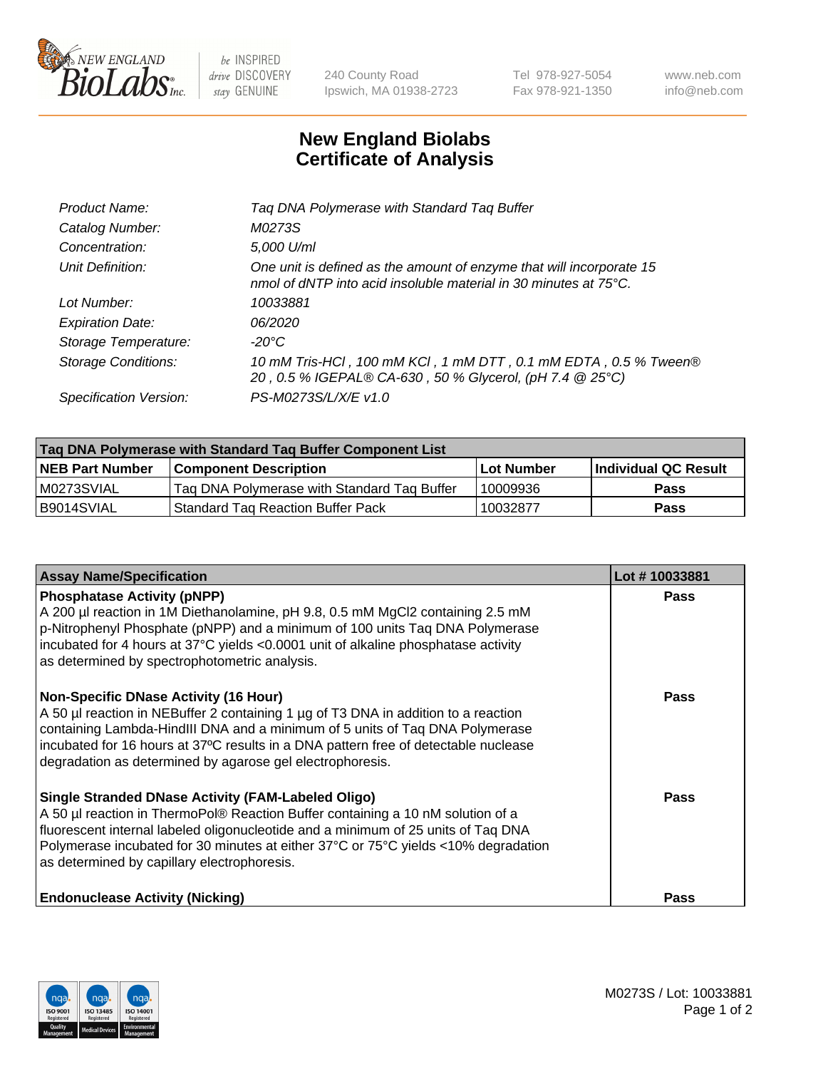New England BioLabs Inc. — be INSPIRED drive DISCOVERY stay GENUINE

240 County Road
Ipswich, MA 01938-2723

Tel 978-927-5054
Fax 978-921-1350

www.neb.com
info@neb.com

# New England Biolabs
# Certificate of Analysis

| | |
|---|---|
| *Product Name:* | *Taq DNA Polymerase with Standard Taq Buffer* |
| *Catalog Number:* | *M0273S* |
| *Concentration:* | *5,000 U/ml* |
| *Unit Definition:* | *One unit is defined as the amount of enzyme that will incorporate 15 nmol of dNTP into acid insoluble material in 30 minutes at 75°C.* |
| *Lot Number:* | *10033881* |
| *Expiration Date:* | *06/2020* |
| *Storage Temperature:* | *-20°C* |
| *Storage Conditions:* | *10 mM Tris-HCl , 100 mM KCl , 1 mM DTT , 0.1 mM EDTA , 0.5 % Tween® 20 , 0.5 % IGEPAL® CA-630 , 50 % Glycerol, (pH 7.4 @ 25°C)* |
| *Specification Version:* | *PS-M0273S/L/X/E v1.0* |

| **Taq DNA Polymerase with Standard Taq Buffer Component List** | | | |
|---|---|---|---|
| **NEB Part Number** | **Component Description** | **Lot Number** | **Individual QC Result** |
| M0273SVIAL | Taq DNA Polymerase with Standard Taq Buffer | 10009936 | **Pass** |
| B9014SVIAL | Standard Taq Reaction Buffer Pack | 10032877 | **Pass** |

| **Assay Name/Specification** | **Lot # 10033881** |
|---|---|
| **Phosphatase Activity (pNPP)**<br>A 200 µl reaction in 1M Diethanolamine, pH 9.8, 0.5 mM $MgCl_2$ containing 2.5 mM p-Nitrophenyl Phosphate (pNPP) and a minimum of 100 units Taq DNA Polymerase incubated for 4 hours at 37°C yields <0.0001 unit of alkaline phosphatase activity as determined by spectrophotometric analysis. | **Pass** |
| **Non-Specific DNase Activity (16 Hour)**<br>A 50 µl reaction in NEBuffer 2 containing 1 µg of T3 DNA in addition to a reaction containing Lambda-HindIII DNA and a minimum of 5 units of Taq DNA Polymerase incubated for 16 hours at 37ºC results in a DNA pattern free of detectable nuclease degradation as determined by agarose gel electrophoresis. | **Pass** |
| **Single Stranded DNase Activity (FAM-Labeled Oligo)**<br>A 50 µl reaction in ThermoPol® Reaction Buffer containing a 10 nM solution of a fluorescent internal labeled oligonucleotide and a minimum of 25 units of Taq DNA Polymerase incubated for 30 minutes at either 37°C or 75°C yields <10% degradation as determined by capillary electrophoresis. | **Pass** |
| **Endonuclease Activity (Nicking)** | **Pass** |

M0273S / Lot: 10033881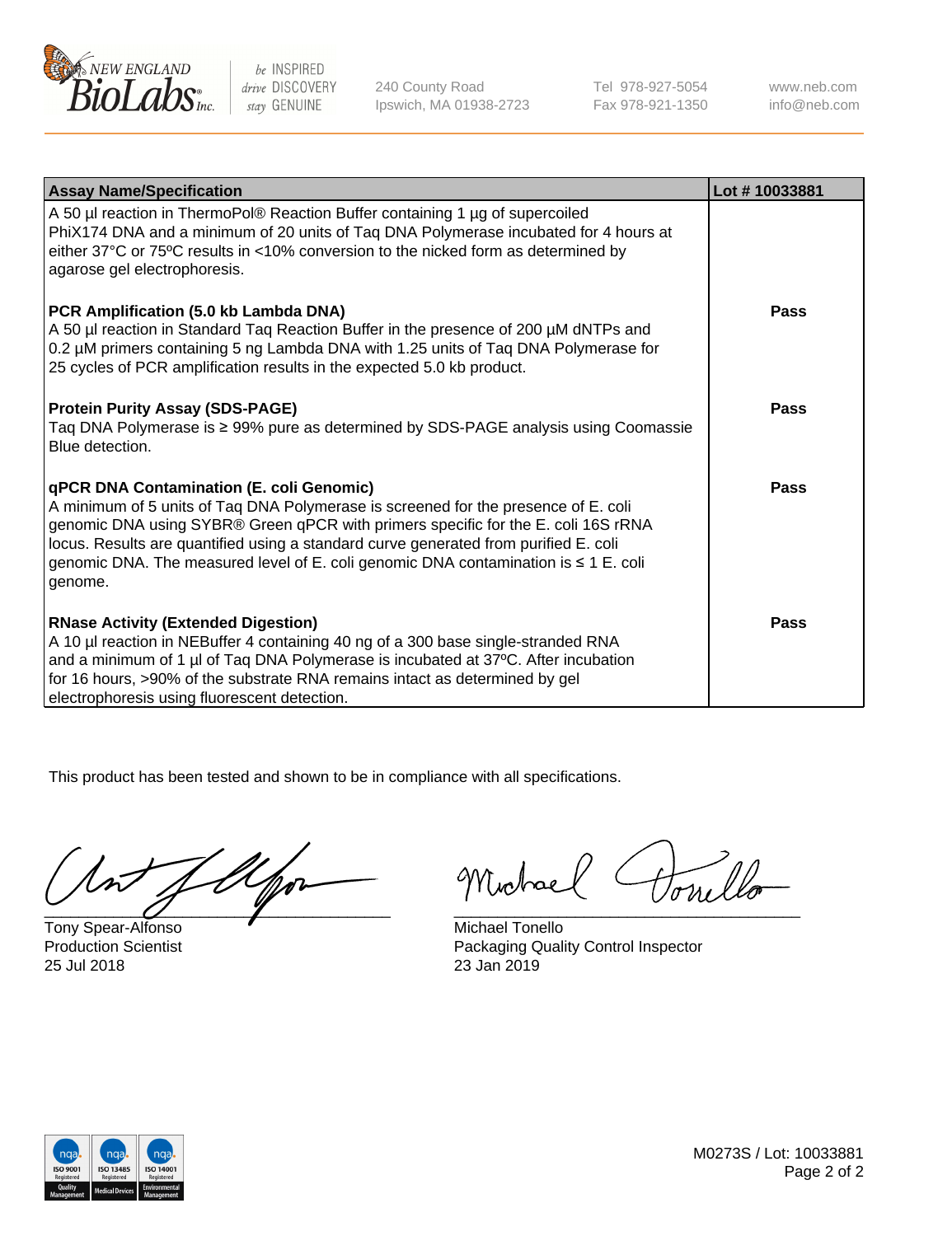| Assay Name/Specification | Lot # 10033881 |
|---|---|
| A 50 µl reaction in ThermoPol® Reaction Buffer containing 1 µg of supercoiled PhiX174 DNA and a minimum of 20 units of Taq DNA Polymerase incubated for 4 hours at either 37°C or 75ºC results in <10% conversion to the nicked form as determined by agarose gel electrophoresis. | |
| **PCR Amplification (5.0 kb Lambda DNA)**<br>A 50 µl reaction in Standard Taq Reaction Buffer in the presence of 200 µM dNTPs and 0.2 µM primers containing 5 ng Lambda DNA with 1.25 units of Taq DNA Polymerase for 25 cycles of PCR amplification results in the expected 5.0 kb product. | **Pass** |
| **Protein Purity Assay (SDS-PAGE)**<br>Taq DNA Polymerase is ≥ 99% pure as determined by SDS-PAGE analysis using Coomassie Blue detection. | **Pass** |
| **qPCR DNA Contamination (E. coli Genomic)**<br>A minimum of 5 units of Taq DNA Polymerase is screened for the presence of E. coli genomic DNA using SYBR® Green qPCR with primers specific for the E. coli 16S rRNA locus. Results are quantified using a standard curve generated from purified E. coli genomic DNA. The measured level of E. coli genomic DNA contamination is ≤ 1 E. coli genome. | **Pass** |
| **RNase Activity (Extended Digestion)**<br>A 10 µl reaction in NEBuffer 4 containing 40 ng of a 300 base single-stranded RNA and a minimum of 1 µl of Taq DNA Polymerase is incubated at 37ºC. After incubation for 16 hours, >90% of the substrate RNA remains intact as determined by gel electrophoresis using fluorescent detection. | **Pass** |

This product has been tested and shown to be in compliance with all specifications.

Tony Spear-Alfonso
Production Scientist
25 Jul 2018

Michael Tonello
Packaging Quality Control Inspector
23 Jan 2019

M0273S / Lot: 10033881